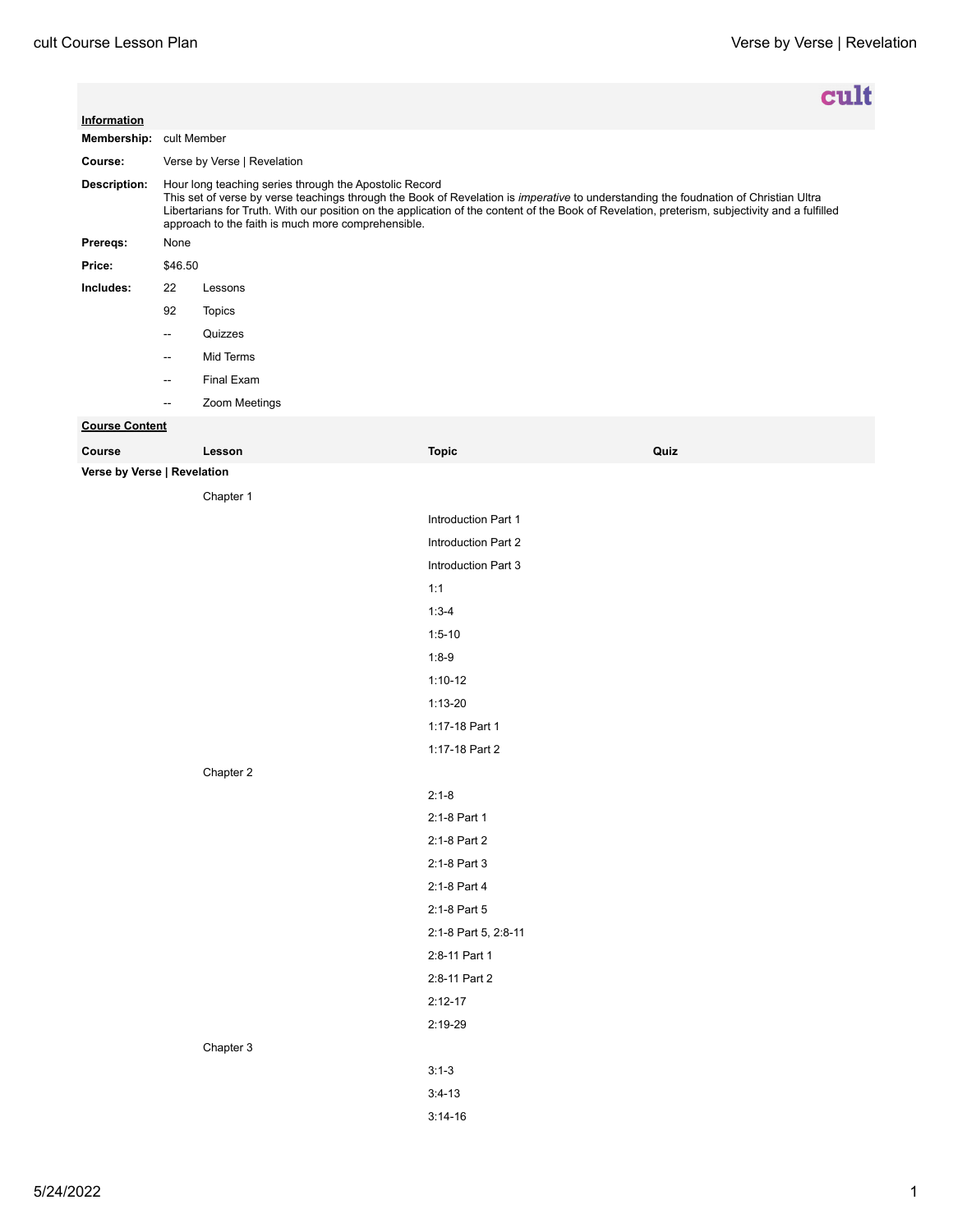**cult**

**Information**

**Membership:** cult Member

**Course:** Verse by Verse | Revelation

**Description:** Hour long teaching series through the Apostolic Record
This set of verse by verse teachings through the Book of Revelation is *imperative* to understanding the foudnation of Christian Ultra Libertarians for Truth. With our position on the application of the content of the Book of Revelation, preterism, subjectivity and a fulfilled approach to the faith is much more comprehensible.

**Prereqs:** None

**Price:** $46.50

**Includes:**

| | |
|---|---|
| 22 | Lessons |
| 92 | Topics |
| -- | Quizzes |
| -- | Mid Terms |
| -- | Final Exam |
| -- | Zoom Meetings |

**Course Content**

| Course | Lesson | Topic | Quiz |
|---|---|---|---|
| **Verse by Verse \| Revelation** | | | |
| | Chapter 1 | | |
| | | Introduction Part 1 | |
| | | Introduction Part 2 | |
| | | Introduction Part 3 | |
| | | 1:1 | |
| | | 1:3-4 | |
| | | 1:5-10 | |
| | | 1:8-9 | |
| | | 1:10-12 | |
| | | 1:13-20 | |
| | | 1:17-18 Part 1 | |
| | | 1:17-18 Part 2 | |
| | Chapter 2 | | |
| | | 2:1-8 | |
| | | 2:1-8 Part 1 | |
| | | 2:1-8 Part 2 | |
| | | 2:1-8 Part 3 | |
| | | 2:1-8 Part 4 | |
| | | 2:1-8 Part 5 | |
| | | 2:1-8 Part 5, 2:8-11 | |
| | | 2:8-11 Part 1 | |
| | | 2:8-11 Part 2 | |
| | | 2:12-17 | |
| | | 2:19-29 | |
| | Chapter 3 | | |
| | | 3:1-3 | |
| | | 3:4-13 | |
| | | 3:14-16 | |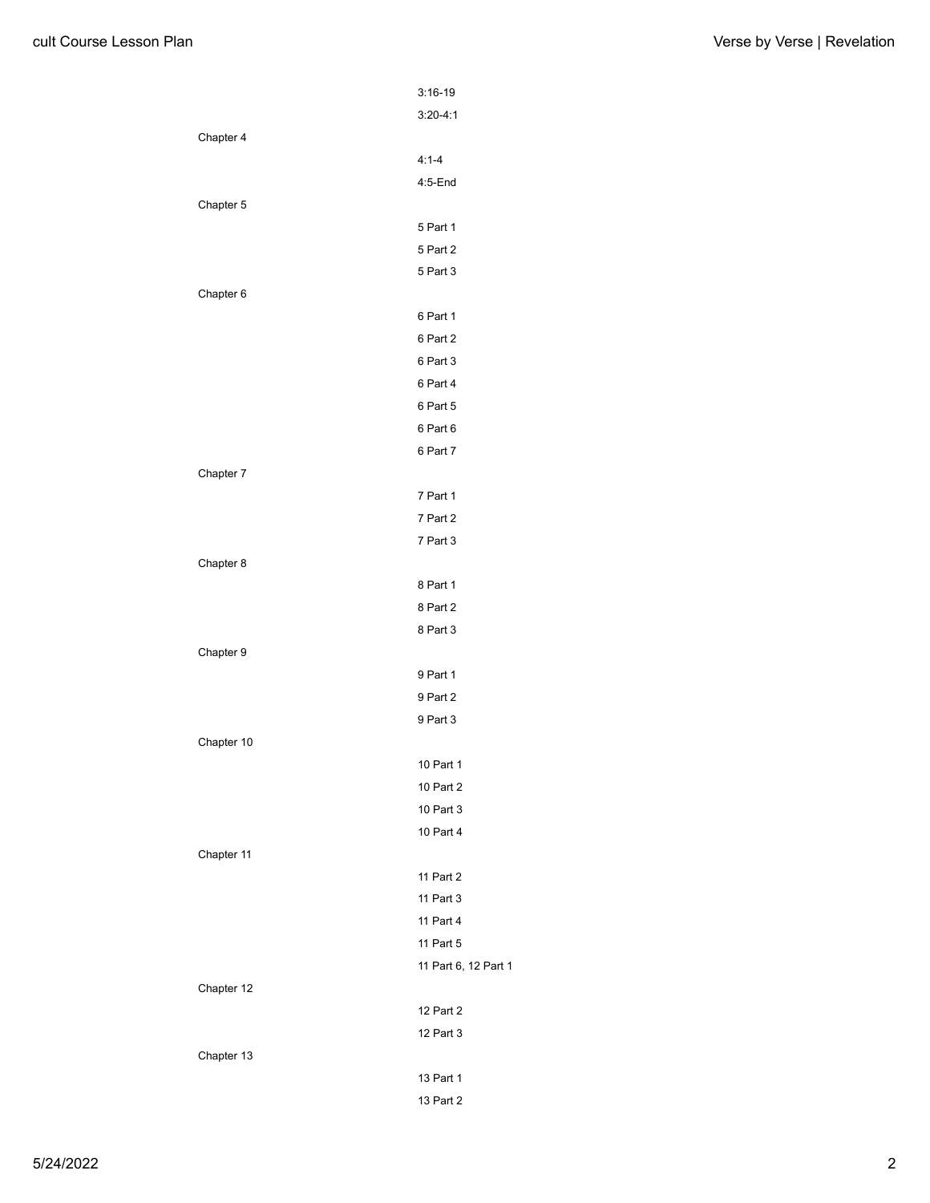- 3:16-19
- 3:20-4:1

Chapter 4

- 4:1-4
- 4:5-End

Chapter 5

- 5 Part 1
- 5 Part 2
- 5 Part 3

Chapter 6

- 6 Part 1
- 6 Part 2
- 6 Part 3
- 6 Part 4
- 6 Part 5
- 6 Part 6
- 6 Part 7

Chapter 7

- 7 Part 1
- 7 Part 2
- 7 Part 3

Chapter 8

- 8 Part 1
- 8 Part 2
- 8 Part 3

Chapter 9

- 9 Part 1
- 9 Part 2
- 9 Part 3

Chapter 10

- 10 Part 1
- 10 Part 2
- 10 Part 3
- 10 Part 4

Chapter 11

- 11 Part 2
- 11 Part 3
- 11 Part 4
- 11 Part 5
- 11 Part 6, 12 Part 1

Chapter 12

- 12 Part 2
- 12 Part 3

Chapter 13

- 13 Part 1
- 13 Part 2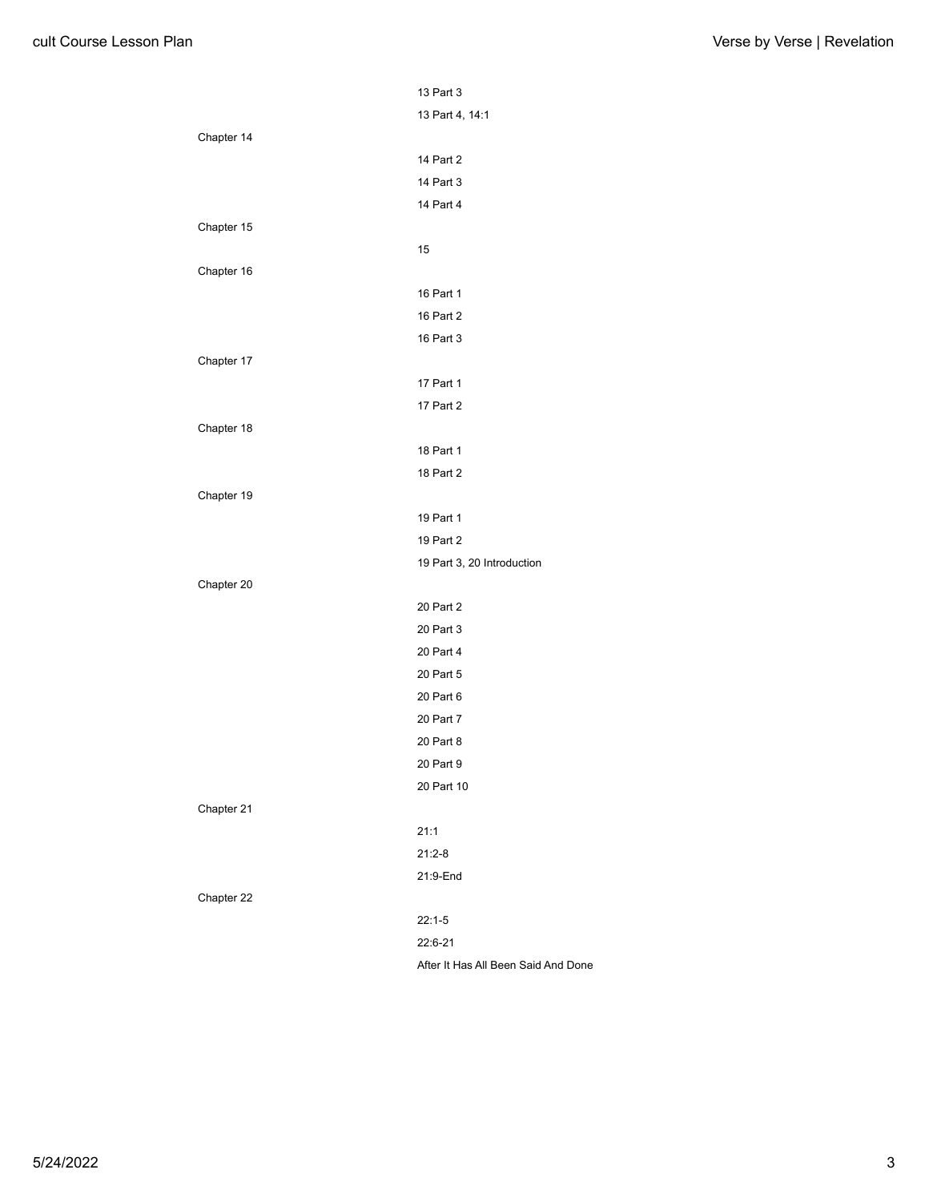13 Part 3

13 Part 4, 14:1

Chapter 14

14 Part 2

14 Part 3

14 Part 4

Chapter 15

15

Chapter 16

16 Part 1

16 Part 2

16 Part 3

Chapter 17

17 Part 1

17 Part 2

Chapter 18

18 Part 1

18 Part 2

Chapter 19

19 Part 1

19 Part 2

19 Part 3, 20 Introduction

Chapter 20

20 Part 2

20 Part 3

20 Part 4

20 Part 5

20 Part 6

20 Part 7

20 Part 8

20 Part 9

20 Part 10

Chapter 21

21:1

21:2-8

21:9-End

Chapter 22

22:1-5

22:6-21

After It Has All Been Said And Done